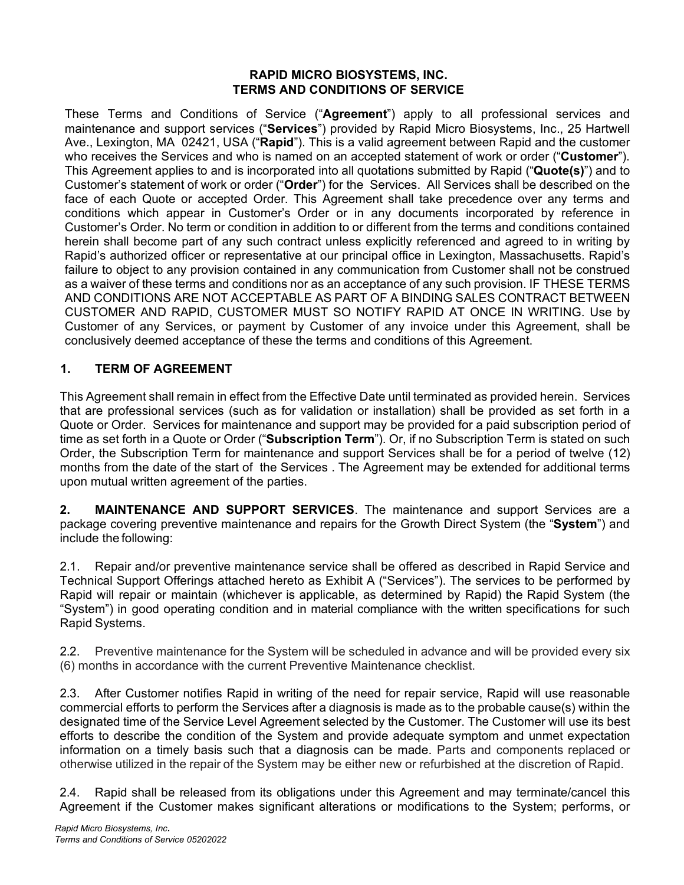**RAPID MICRO BIOSYSTEMS, INC.**
**TERMS AND CONDITIONS OF SERVICE**

These Terms and Conditions of Service ("**Agreement**") apply to all professional services and maintenance and support services ("**Services**") provided by Rapid Micro Biosystems, Inc., 25 Hartwell Ave., Lexington, MA 02421, USA ("**Rapid**"). This is a valid agreement between Rapid and the customer who receives the Services and who is named on an accepted statement of work or order ("**Customer**"). This Agreement applies to and is incorporated into all quotations submitted by Rapid ("**Quote(s)**") and to Customer's statement of work or order ("**Order**") for the Services. All Services shall be described on the face of each Quote or accepted Order. This Agreement shall take precedence over any terms and conditions which appear in Customer's Order or in any documents incorporated by reference in Customer's Order. No term or condition in addition to or different from the terms and conditions contained herein shall become part of any such contract unless explicitly referenced and agreed to in writing by Rapid's authorized officer or representative at our principal office in Lexington, Massachusetts. Rapid's failure to object to any provision contained in any communication from Customer shall not be construed as a waiver of these terms and conditions nor as an acceptance of any such provision. IF THESE TERMS AND CONDITIONS ARE NOT ACCEPTABLE AS PART OF A BINDING SALES CONTRACT BETWEEN CUSTOMER AND RAPID, CUSTOMER MUST SO NOTIFY RAPID AT ONCE IN WRITING. Use by Customer of any Services, or payment by Customer of any invoice under this Agreement, shall be conclusively deemed acceptance of these the terms and conditions of this Agreement.

## 1. TERM OF AGREEMENT

This Agreement shall remain in effect from the Effective Date until terminated as provided herein. Services that are professional services (such as for validation or installation) shall be provided as set forth in a Quote or Order. Services for maintenance and support may be provided for a paid subscription period of time as set forth in a Quote or Order ("**Subscription Term**"). Or, if no Subscription Term is stated on such Order, the Subscription Term for maintenance and support Services shall be for a period of twelve (12) months from the date of the start of the Services . The Agreement may be extended for additional terms upon mutual written agreement of the parties.

**2. MAINTENANCE AND SUPPORT SERVICES**. The maintenance and support Services are a package covering preventive maintenance and repairs for the Growth Direct System (the "**System**") and include the following:

2.1. Repair and/or preventive maintenance service shall be offered as described in Rapid Service and Technical Support Offerings attached hereto as Exhibit A ("Services"). The services to be performed by Rapid will repair or maintain (whichever is applicable, as determined by Rapid) the Rapid System (the "System") in good operating condition and in material compliance with the written specifications for such Rapid Systems.

2.2. Preventive maintenance for the System will be scheduled in advance and will be provided every six (6) months in accordance with the current Preventive Maintenance checklist.

2.3. After Customer notifies Rapid in writing of the need for repair service, Rapid will use reasonable commercial efforts to perform the Services after a diagnosis is made as to the probable cause(s) within the designated time of the Service Level Agreement selected by the Customer. The Customer will use its best efforts to describe the condition of the System and provide adequate symptom and unmet expectation information on a timely basis such that a diagnosis can be made. Parts and components replaced or otherwise utilized in the repair of the System may be either new or refurbished at the discretion of Rapid.

2.4. Rapid shall be released from its obligations under this Agreement and may terminate/cancel this Agreement if the Customer makes significant alterations or modifications to the System; performs, or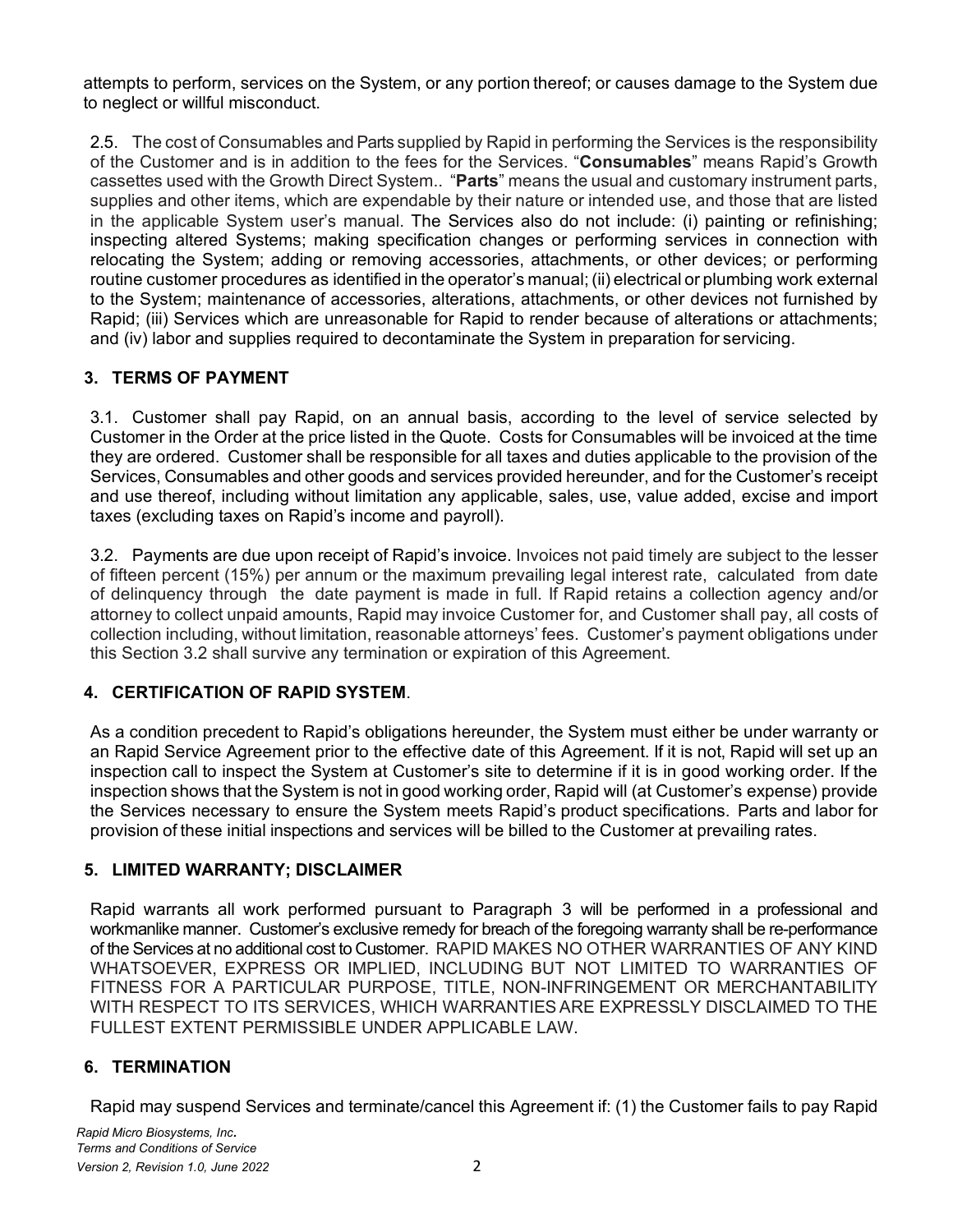attempts to perform, services on the System, or any portion thereof; or causes damage to the System due to neglect or willful misconduct.

2.5. The cost of Consumables and Parts supplied by Rapid in performing the Services is the responsibility of the Customer and is in addition to the fees for the Services. "**Consumables**" means Rapid's Growth cassettes used with the Growth Direct System.. "**Parts**" means the usual and customary instrument parts, supplies and other items, which are expendable by their nature or intended use, and those that are listed in the applicable System user's manual. The Services also do not include: (i) painting or refinishing; inspecting altered Systems; making specification changes or performing services in connection with relocating the System; adding or removing accessories, attachments, or other devices; or performing routine customer procedures as identified in the operator's manual; (ii) electrical or plumbing work external to the System; maintenance of accessories, alterations, attachments, or other devices not furnished by Rapid; (iii) Services which are unreasonable for Rapid to render because of alterations or attachments; and (iv) labor and supplies required to decontaminate the System in preparation for servicing.

## 3. TERMS OF PAYMENT

3.1. Customer shall pay Rapid, on an annual basis, according to the level of service selected by Customer in the Order at the price listed in the Quote. Costs for Consumables will be invoiced at the time they are ordered. Customer shall be responsible for all taxes and duties applicable to the provision of the Services, Consumables and other goods and services provided hereunder, and for the Customer's receipt and use thereof, including without limitation any applicable, sales, use, value added, excise and import taxes (excluding taxes on Rapid's income and payroll).

3.2. Payments are due upon receipt of Rapid's invoice. Invoices not paid timely are subject to the lesser of fifteen percent (15%) per annum or the maximum prevailing legal interest rate, calculated from date of delinquency through the date payment is made in full. If Rapid retains a collection agency and/or attorney to collect unpaid amounts, Rapid may invoice Customer for, and Customer shall pay, all costs of collection including, without limitation, reasonable attorneys' fees. Customer's payment obligations under this Section 3.2 shall survive any termination or expiration of this Agreement.

## 4. CERTIFICATION OF RAPID SYSTEM.

As a condition precedent to Rapid's obligations hereunder, the System must either be under warranty or an Rapid Service Agreement prior to the effective date of this Agreement. If it is not, Rapid will set up an inspection call to inspect the System at Customer's site to determine if it is in good working order. If the inspection shows that the System is not in good working order, Rapid will (at Customer's expense) provide the Services necessary to ensure the System meets Rapid's product specifications. Parts and labor for provision of these initial inspections and services will be billed to the Customer at prevailing rates.

## 5. LIMITED WARRANTY; DISCLAIMER

Rapid warrants all work performed pursuant to Paragraph 3 will be performed in a professional and workmanlike manner. Customer's exclusive remedy for breach of the foregoing warranty shall be re-performance of the Services at no additional cost to Customer. RAPID MAKES NO OTHER WARRANTIES OF ANY KIND WHATSOEVER, EXPRESS OR IMPLIED, INCLUDING BUT NOT LIMITED TO WARRANTIES OF FITNESS FOR A PARTICULAR PURPOSE, TITLE, NON-INFRINGEMENT OR MERCHANTABILITY WITH RESPECT TO ITS SERVICES, WHICH WARRANTIES ARE EXPRESSLY DISCLAIMED TO THE FULLEST EXTENT PERMISSIBLE UNDER APPLICABLE LAW.

## 6. TERMINATION

Rapid may suspend Services and terminate/cancel this Agreement if: (1) the Customer fails to pay Rapid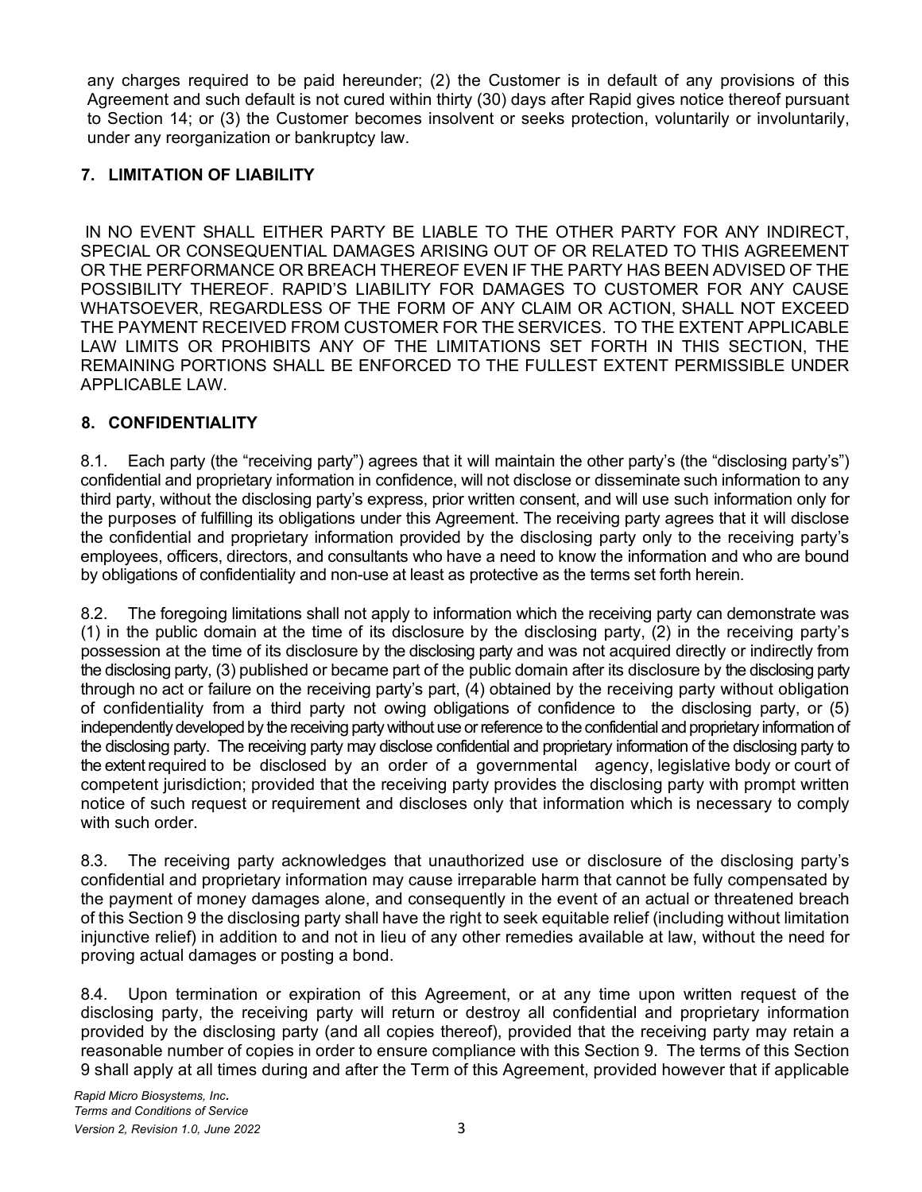any charges required to be paid hereunder; (2) the Customer is in default of any provisions of this Agreement and such default is not cured within thirty (30) days after Rapid gives notice thereof pursuant to Section 14; or (3) the Customer becomes insolvent or seeks protection, voluntarily or involuntarily, under any reorganization or bankruptcy law.

## 7. LIMITATION OF LIABILITY

IN NO EVENT SHALL EITHER PARTY BE LIABLE TO THE OTHER PARTY FOR ANY INDIRECT, SPECIAL OR CONSEQUENTIAL DAMAGES ARISING OUT OF OR RELATED TO THIS AGREEMENT OR THE PERFORMANCE OR BREACH THEREOF EVEN IF THE PARTY HAS BEEN ADVISED OF THE POSSIBILITY THEREOF. RAPID'S LIABILITY FOR DAMAGES TO CUSTOMER FOR ANY CAUSE WHATSOEVER, REGARDLESS OF THE FORM OF ANY CLAIM OR ACTION, SHALL NOT EXCEED THE PAYMENT RECEIVED FROM CUSTOMER FOR THE SERVICES. TO THE EXTENT APPLICABLE LAW LIMITS OR PROHIBITS ANY OF THE LIMITATIONS SET FORTH IN THIS SECTION, THE REMAINING PORTIONS SHALL BE ENFORCED TO THE FULLEST EXTENT PERMISSIBLE UNDER APPLICABLE LAW.

## 8. CONFIDENTIALITY

8.1. Each party (the "receiving party") agrees that it will maintain the other party's (the "disclosing party's") confidential and proprietary information in confidence, will not disclose or disseminate such information to any third party, without the disclosing party's express, prior written consent, and will use such information only for the purposes of fulfilling its obligations under this Agreement. The receiving party agrees that it will disclose the confidential and proprietary information provided by the disclosing party only to the receiving party's employees, officers, directors, and consultants who have a need to know the information and who are bound by obligations of confidentiality and non-use at least as protective as the terms set forth herein.

8.2. The foregoing limitations shall not apply to information which the receiving party can demonstrate was (1) in the public domain at the time of its disclosure by the disclosing party, (2) in the receiving party's possession at the time of its disclosure by the disclosing party and was not acquired directly or indirectly from the disclosing party, (3) published or became part of the public domain after its disclosure by the disclosing party through no act or failure on the receiving party's part, (4) obtained by the receiving party without obligation of confidentiality from a third party not owing obligations of confidence to the disclosing party, or (5) independently developed by the receiving party without use or reference to the confidential and proprietary information of the disclosing party. The receiving party may disclose confidential and proprietary information of the disclosing party to the extent required to be disclosed by an order of a governmental agency, legislative body or court of competent jurisdiction; provided that the receiving party provides the disclosing party with prompt written notice of such request or requirement and discloses only that information which is necessary to comply with such order.

8.3. The receiving party acknowledges that unauthorized use or disclosure of the disclosing party's confidential and proprietary information may cause irreparable harm that cannot be fully compensated by the payment of money damages alone, and consequently in the event of an actual or threatened breach of this Section 9 the disclosing party shall have the right to seek equitable relief (including without limitation injunctive relief) in addition to and not in lieu of any other remedies available at law, without the need for proving actual damages or posting a bond.

8.4. Upon termination or expiration of this Agreement, or at any time upon written request of the disclosing party, the receiving party will return or destroy all confidential and proprietary information provided by the disclosing party (and all copies thereof), provided that the receiving party may retain a reasonable number of copies in order to ensure compliance with this Section 9. The terms of this Section 9 shall apply at all times during and after the Term of this Agreement, provided however that if applicable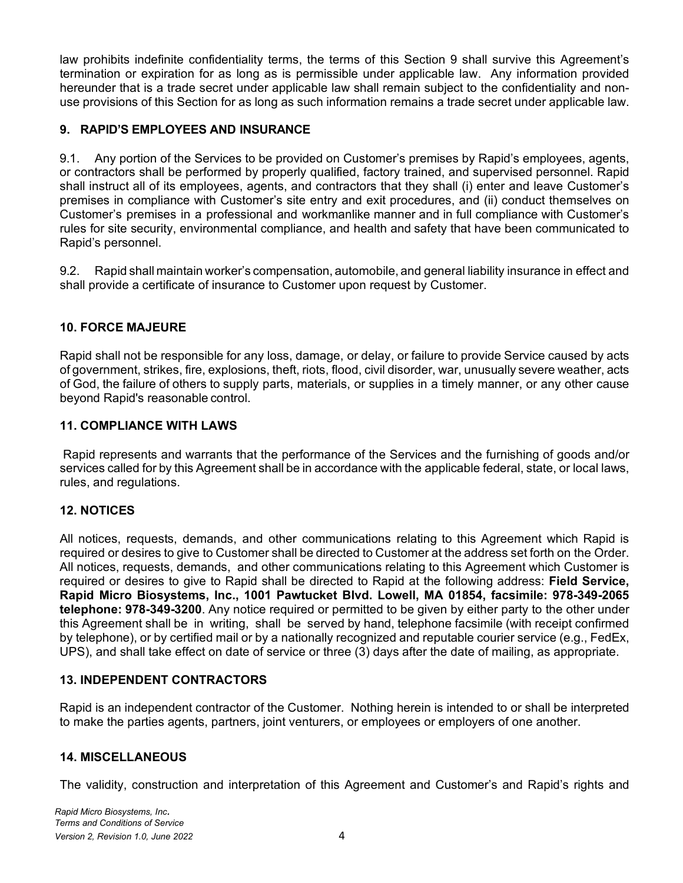law prohibits indefinite confidentiality terms, the terms of this Section 9 shall survive this Agreement's termination or expiration for as long as is permissible under applicable law. Any information provided hereunder that is a trade secret under applicable law shall remain subject to the confidentiality and non-use provisions of this Section for as long as such information remains a trade secret under applicable law.

## 9. RAPID'S EMPLOYEES AND INSURANCE

9.1. Any portion of the Services to be provided on Customer's premises by Rapid's employees, agents, or contractors shall be performed by properly qualified, factory trained, and supervised personnel. Rapid shall instruct all of its employees, agents, and contractors that they shall (i) enter and leave Customer's premises in compliance with Customer's site entry and exit procedures, and (ii) conduct themselves on Customer's premises in a professional and workmanlike manner and in full compliance with Customer's rules for site security, environmental compliance, and health and safety that have been communicated to Rapid's personnel.

9.2. Rapid shall maintain worker's compensation, automobile, and general liability insurance in effect and shall provide a certificate of insurance to Customer upon request by Customer.

## 10. FORCE MAJEURE

Rapid shall not be responsible for any loss, damage, or delay, or failure to provide Service caused by acts of government, strikes, fire, explosions, theft, riots, flood, civil disorder, war, unusually severe weather, acts of God, the failure of others to supply parts, materials, or supplies in a timely manner, or any other cause beyond Rapid's reasonable control.

## 11. COMPLIANCE WITH LAWS

Rapid represents and warrants that the performance of the Services and the furnishing of goods and/or services called for by this Agreement shall be in accordance with the applicable federal, state, or local laws, rules, and regulations.

## 12. NOTICES

All notices, requests, demands, and other communications relating to this Agreement which Rapid is required or desires to give to Customer shall be directed to Customer at the address set forth on the Order. All notices, requests, demands, and other communications relating to this Agreement which Customer is required or desires to give to Rapid shall be directed to Rapid at the following address: **Field Service, Rapid Micro Biosystems, Inc., 1001 Pawtucket Blvd. Lowell, MA 01854, facsimile: 978-349-2065 telephone: 978-349-3200**. Any notice required or permitted to be given by either party to the other under this Agreement shall be in writing, shall be served by hand, telephone facsimile (with receipt confirmed by telephone), or by certified mail or by a nationally recognized and reputable courier service (e.g., FedEx, UPS), and shall take effect on date of service or three (3) days after the date of mailing, as appropriate.

## 13. INDEPENDENT CONTRACTORS

Rapid is an independent contractor of the Customer. Nothing herein is intended to or shall be interpreted to make the parties agents, partners, joint venturers, or employees or employers of one another.

## 14. MISCELLANEOUS

The validity, construction and interpretation of this Agreement and Customer's and Rapid's rights and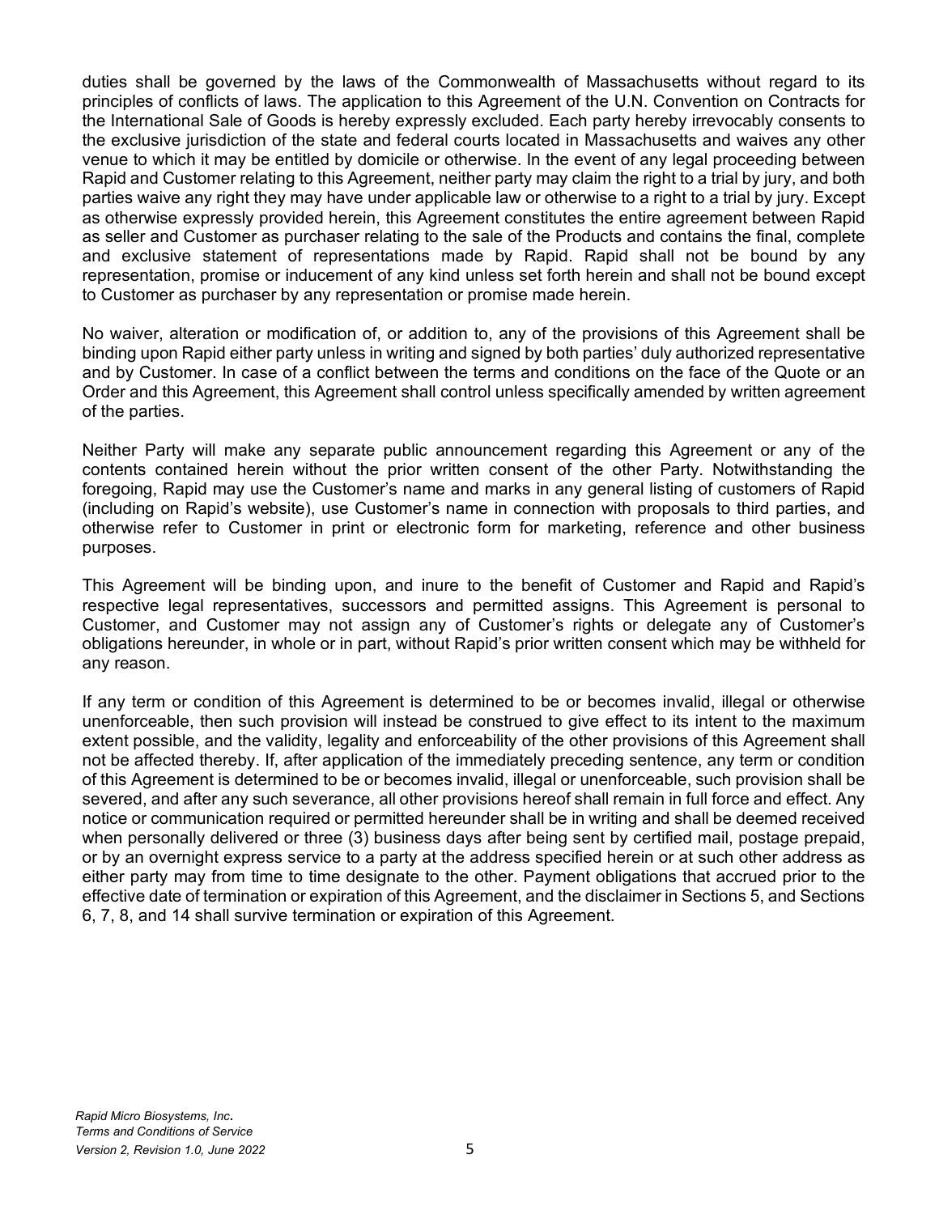duties shall be governed by the laws of the Commonwealth of Massachusetts without regard to its principles of conflicts of laws. The application to this Agreement of the U.N. Convention on Contracts for the International Sale of Goods is hereby expressly excluded. Each party hereby irrevocably consents to the exclusive jurisdiction of the state and federal courts located in Massachusetts and waives any other venue to which it may be entitled by domicile or otherwise. In the event of any legal proceeding between Rapid and Customer relating to this Agreement, neither party may claim the right to a trial by jury, and both parties waive any right they may have under applicable law or otherwise to a right to a trial by jury. Except as otherwise expressly provided herein, this Agreement constitutes the entire agreement between Rapid as seller and Customer as purchaser relating to the sale of the Products and contains the final, complete and exclusive statement of representations made by Rapid. Rapid shall not be bound by any representation, promise or inducement of any kind unless set forth herein and shall not be bound except to Customer as purchaser by any representation or promise made herein.

No waiver, alteration or modification of, or addition to, any of the provisions of this Agreement shall be binding upon Rapid either party unless in writing and signed by both parties' duly authorized representative and by Customer. In case of a conflict between the terms and conditions on the face of the Quote or an Order and this Agreement, this Agreement shall control unless specifically amended by written agreement of the parties.

Neither Party will make any separate public announcement regarding this Agreement or any of the contents contained herein without the prior written consent of the other Party. Notwithstanding the foregoing, Rapid may use the Customer's name and marks in any general listing of customers of Rapid (including on Rapid's website), use Customer's name in connection with proposals to third parties, and otherwise refer to Customer in print or electronic form for marketing, reference and other business purposes.

This Agreement will be binding upon, and inure to the benefit of Customer and Rapid and Rapid's respective legal representatives, successors and permitted assigns. This Agreement is personal to Customer, and Customer may not assign any of Customer's rights or delegate any of Customer's obligations hereunder, in whole or in part, without Rapid's prior written consent which may be withheld for any reason.

If any term or condition of this Agreement is determined to be or becomes invalid, illegal or otherwise unenforceable, then such provision will instead be construed to give effect to its intent to the maximum extent possible, and the validity, legality and enforceability of the other provisions of this Agreement shall not be affected thereby. If, after application of the immediately preceding sentence, any term or condition of this Agreement is determined to be or becomes invalid, illegal or unenforceable, such provision shall be severed, and after any such severance, all other provisions hereof shall remain in full force and effect. Any notice or communication required or permitted hereunder shall be in writing and shall be deemed received when personally delivered or three (3) business days after being sent by certified mail, postage prepaid, or by an overnight express service to a party at the address specified herein or at such other address as either party may from time to time designate to the other. Payment obligations that accrued prior to the effective date of termination or expiration of this Agreement, and the disclaimer in Sections 5, and Sections 6, 7, 8, and 14 shall survive termination or expiration of this Agreement.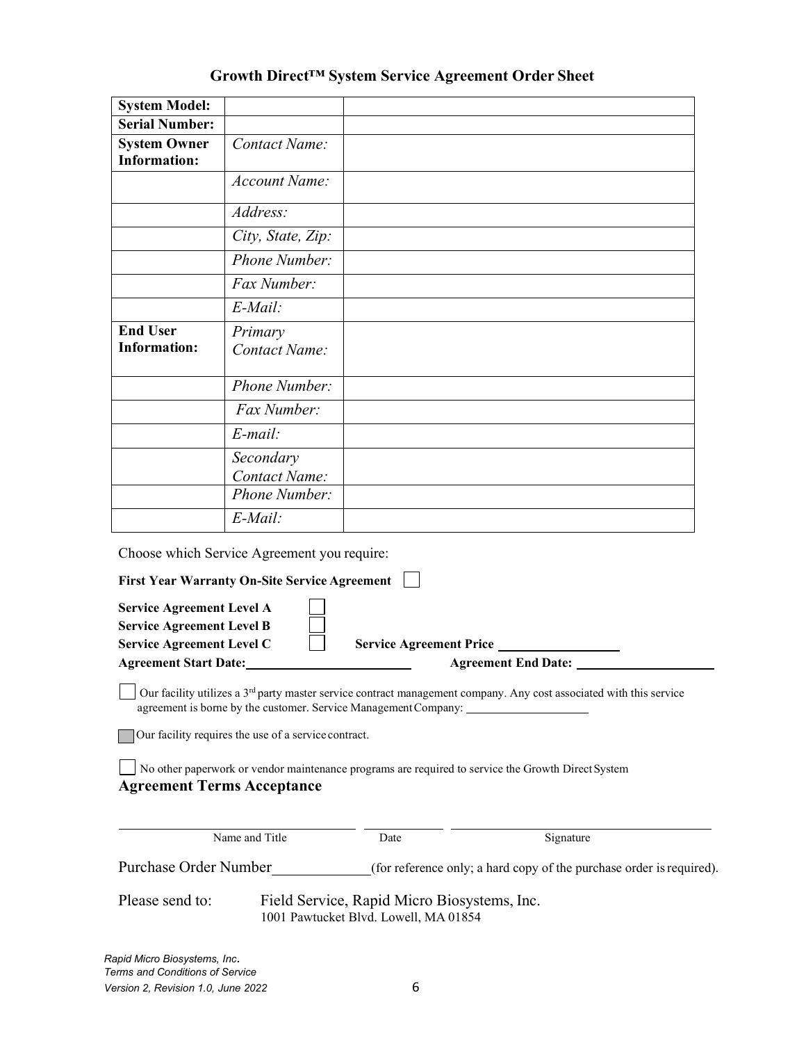## Growth Direct™ System Service Agreement Order Sheet

| | | |
|---|---|---|
| **System Model:** | | |
| **Serial Number:** | | |
| **System Owner Information:** | *Contact Name:* | |
| | *Account Name:* | |
| | *Address:* | |
| | *City, State, Zip:* | |
| | *Phone Number:* | |
| | *Fax Number:* | |
| | *E-Mail:* | |
| **End User Information:** | *Primary Contact Name:* | |
| | *Phone Number:* | |
| | *Fax Number:* | |
| | *E-mail:* | |
| | *Secondary Contact Name:* | |
| | *Phone Number:* | |
| | *E-Mail:* | |

Choose which Service Agreement you require:

**First Year Warranty On-Site Service Agreement** ☐

**Service Agreement Level A** ☐
**Service Agreement Level B** ☐
**Service Agreement Level C** ☐ **Service Agreement Price** ________________
**Agreement Start Date:**______________________ **Agreement End Date:** ____________________

☐ Our facility utilizes a 3rd party master service contract management company. Any cost associated with this service agreement is borne by the customer. Service Management Company: ___________________

☐ Our facility requires the use of a service contract.

☐ No other paperwork or vendor maintenance programs are required to service the Growth Direct System

### Agreement Terms Acceptance

_______________________________ ____________ _______________________________
Name and Title Date Signature

Purchase Order Number____________(for reference only; a hard copy of the purchase order is required).

Please send to: Field Service, Rapid Micro Biosystems, Inc.
1001 Pawtucket Blvd. Lowell, MA 01854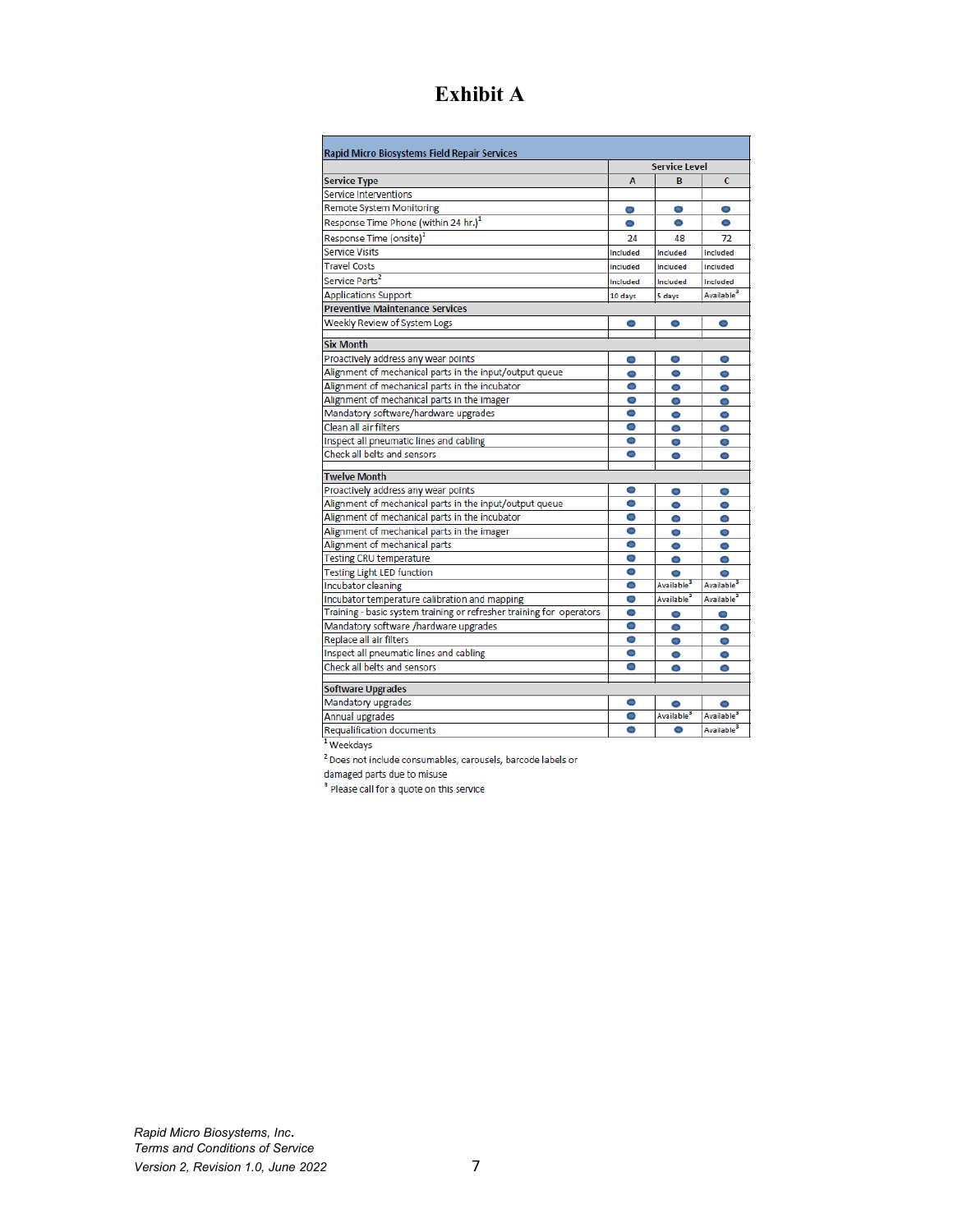# Exhibit A

| Rapid Micro Biosystems Field Repair Services | | | |
|---|---|---|---|
| | Service Level | | |
| **Service Type** | **A** | **B** | **C** |
| Service Interventions | | | |
| Remote System Monitoring | ● | ● | ● |
| Response Time Phone (within 24 hr.)[1] | ● | ● | ● |
| Response Time (onsite)[1] | 24 | 48 | 72 |
| Service Visits | Included | Included | Included |
| Travel Costs | Included | Included | Included |
| Service Parts[2] | Included | Included | Included |
| Applications Support | 10 days | 5 days | Available[3] |
| **Preventive Maintenance Services** | | | |
| Weekly Review of System Logs | ● | ● | ● |
| **Six Month** | | | |
| Proactively address any wear points | ● | ● | ● |
| Alignment of mechanical parts in the input/output queue | ● | ● | ● |
| Alignment of mechanical parts in the incubator | ● | ● | ● |
| Alignment of mechanical parts in the imager | ● | ● | ● |
| Mandatory software/hardware upgrades | ● | ● | ● |
| Clean all air filters | ● | ● | ● |
| Inspect all pneumatic lines and cabling | ● | ● | ● |
| Check all belts and sensors | ● | ● | ● |
| **Twelve Month** | | | |
| Proactively address any wear points | ● | ● | ● |
| Alignment of mechanical parts in the input/output queue | ● | ● | ● |
| Alignment of mechanical parts in the incubator | ● | ● | ● |
| Alignment of mechanical parts in the imager | ● | ● | ● |
| Alignment of mechanical parts | ● | ● | ● |
| Testing CRU temperature | ● | ● | ● |
| Testing Light LED function | ● | ● | ● |
| Incubator cleaning | ● | Available[3] | Available[3] |
| Incubator temperature calibration and mapping | ● | Available[3] | Available[3] |
| Training - basic system training or refresher training for operators | ● | ● | ● |
| Mandatory software /hardware upgrades | ● | ● | ● |
| Replace all air filters | ● | ● | ● |
| Inspect all pneumatic lines and cabling | ● | ● | ● |
| Check all belts and sensors | ● | ● | ● |
| **Software Upgrades** | | | |
| Mandatory upgrades | ● | ● | ● |
| Annual upgrades | ● | Available[3] | Available[3] |
| Requalification documents | ● | ● | Available[3] |

[1] Weekdays

[2] Does not include consumables, carousels, barcode labels or damaged parts due to misuse

[3] Please call for a quote on this service

*Rapid Micro Biosystems, Inc.*
*Terms and Conditions of Service*
*Version 2, Revision 1.0, June 2022*